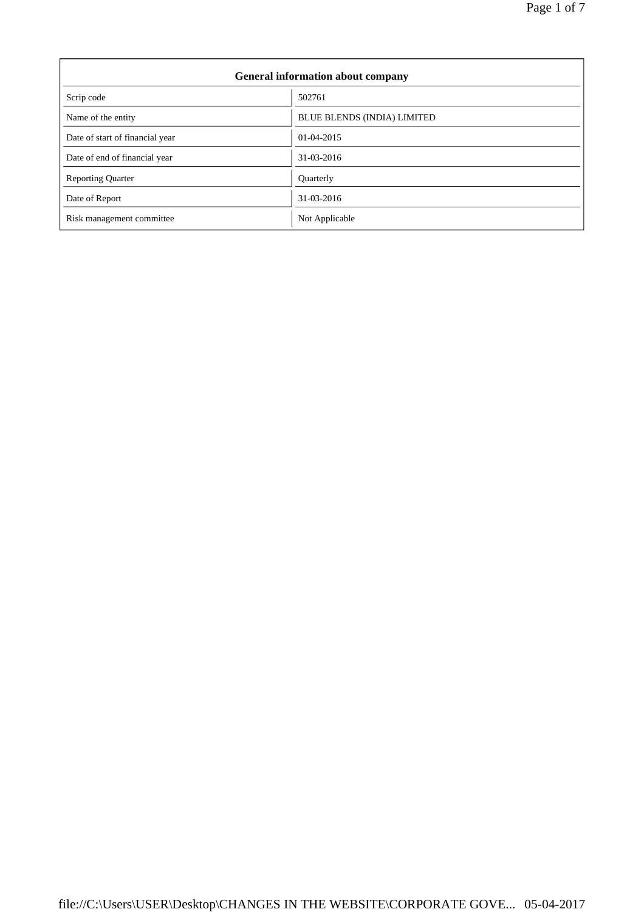| General information about company | |
|---|---|
| Scrip code | 502761 |
| Name of the entity | BLUE BLENDS (INDIA) LIMITED |
| Date of start of financial year | 01-04-2015 |
| Date of end of financial year | 31-03-2016 |
| Reporting Quarter | Quarterly |
| Date of Report | 31-03-2016 |
| Risk management committee | Not Applicable |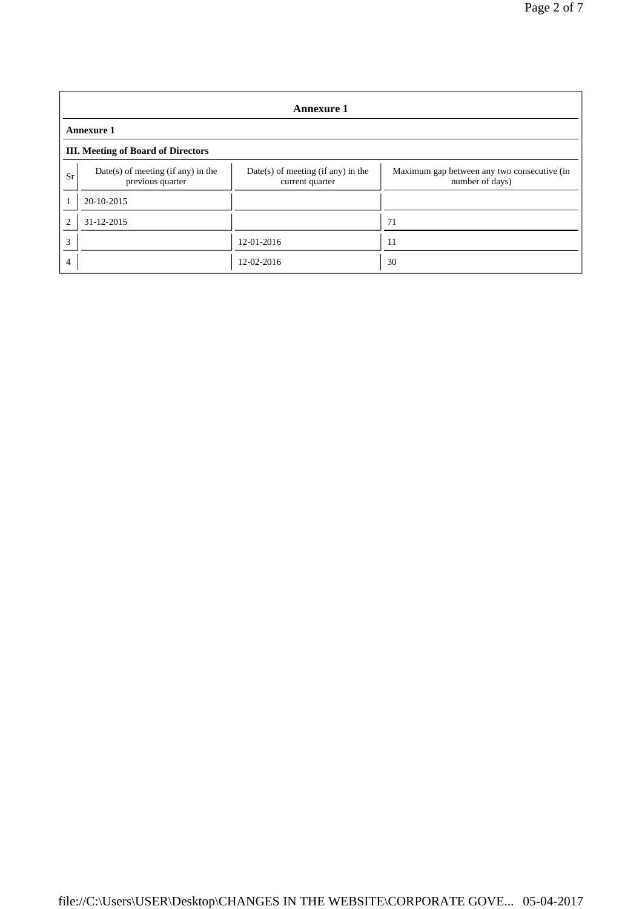## Annexure 1

### Annexure 1

### III. Meeting of Board of Directors

| Sr | Date(s) of meeting (if any) in the previous quarter | Date(s) of meeting (if any) in the current quarter | Maximum gap between any two consecutive (in number of days) |
|---|---|---|---|
| 1 | 20-10-2015 | | |
| 2 | 31-12-2015 | | 71 |
| 3 | | 12-01-2016 | 11 |
| 4 | | 12-02-2016 | 30 |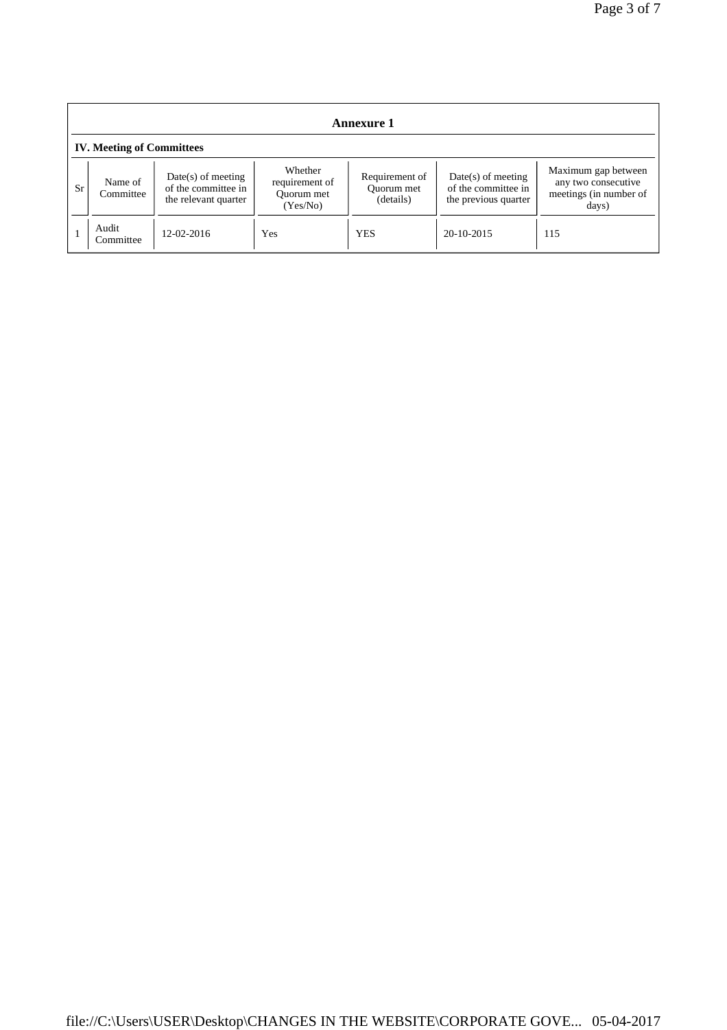## Annexure 1

### IV. Meeting of Committees

| Sr | Name of Committee | Date(s) of meeting of the committee in the relevant quarter | Whether requirement of Quorum met (Yes/No) | Requirement of Quorum met (details) | Date(s) of meeting of the committee in the previous quarter | Maximum gap between any two consecutive meetings (in number of days) |
|---|---|---|---|---|---|---|
| 1 | Audit Committee | 12-02-2016 | Yes | YES | 20-10-2015 | 115 |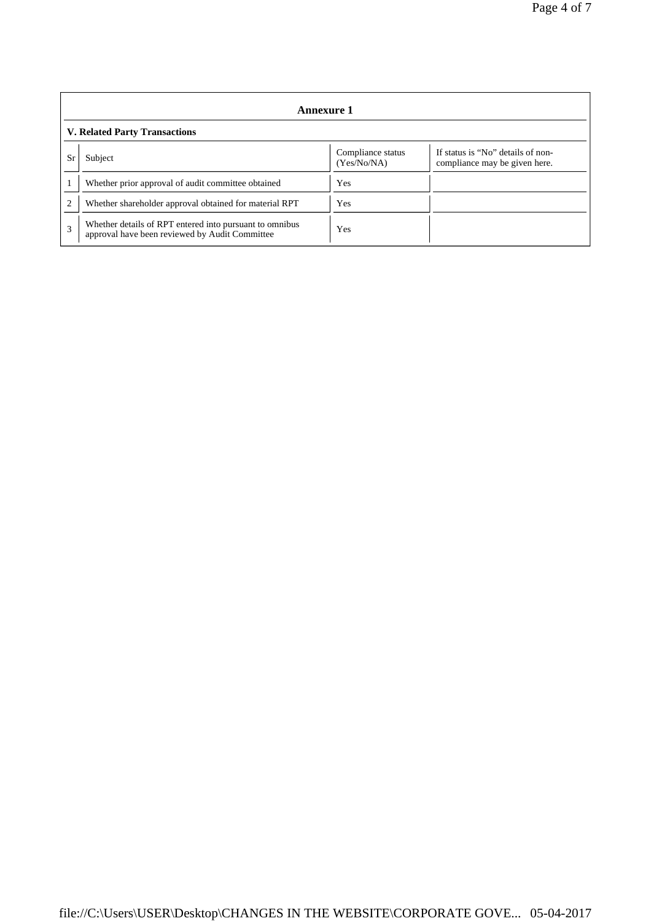## Annexure 1

### V. Related Party Transactions

| Sr | Subject | Compliance status (Yes/No/NA) | If status is "No" details of non-compliance may be given here. |
|---|---|---|---|
| 1 | Whether prior approval of audit committee obtained | Yes | |
| 2 | Whether shareholder approval obtained for material RPT | Yes | |
| 3 | Whether details of RPT entered into pursuant to omnibus approval have been reviewed by Audit Committee | Yes | |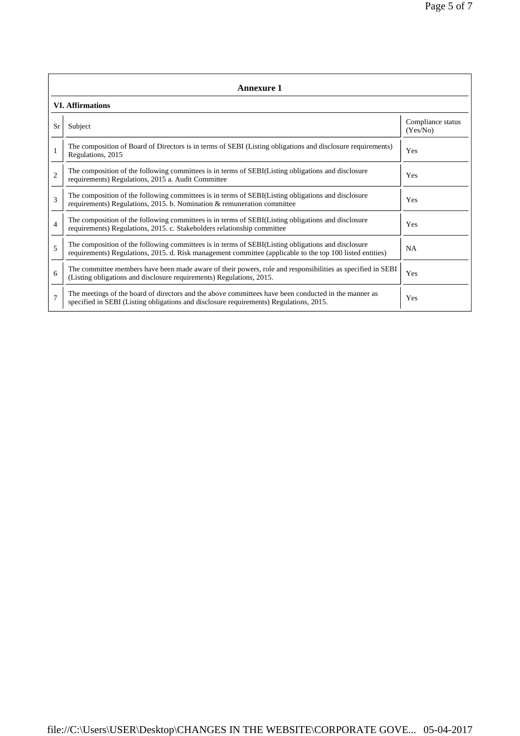## Annexure 1

### VI. Affirmations

| Sr | Subject | Compliance status (Yes/No) |
|---|---|---|
| 1 | The composition of Board of Directors is in terms of SEBI (Listing obligations and disclosure requirements) Regulations, 2015 | Yes |
| 2 | The composition of the following committees is in terms of SEBI(Listing obligations and disclosure requirements) Regulations, 2015 a. Audit Committee | Yes |
| 3 | The composition of the following committees is in terms of SEBI(Listing obligations and disclosure requirements) Regulations, 2015. b. Nomination & remuneration committee | Yes |
| 4 | The composition of the following committees is in terms of SEBI(Listing obligations and disclosure requirements) Regulations, 2015. c. Stakeholders relationship committee | Yes |
| 5 | The composition of the following committees is in terms of SEBI(Listing obligations and disclosure requirements) Regulations, 2015. d. Risk management committee (applicable to the top 100 listed entities) | NA |
| 6 | The committee members have been made aware of their powers, role and responsibilities as specified in SEBI (Listing obligations and disclosure requirements) Regulations, 2015. | Yes |
| 7 | The meetings of the board of directors and the above committees have been conducted in the manner as specified in SEBI (Listing obligations and disclosure requirements) Regulations, 2015. | Yes |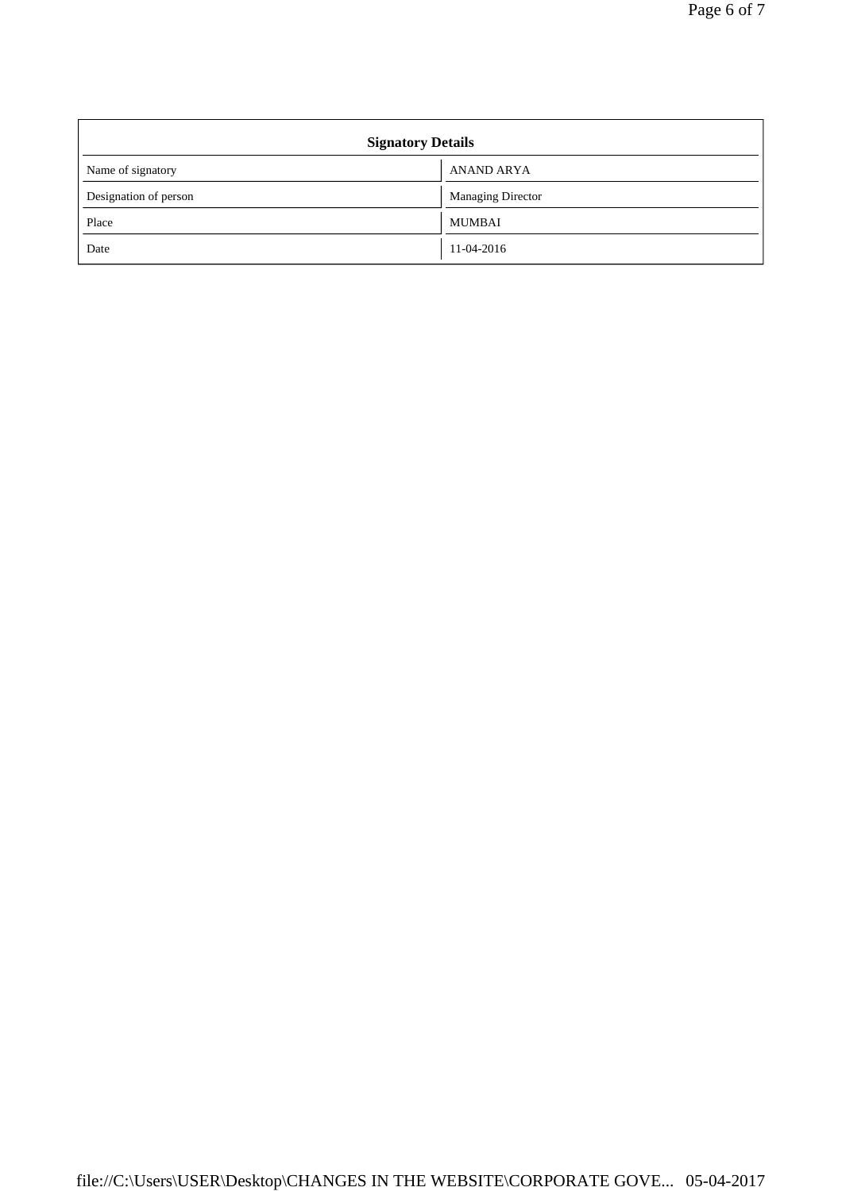| Signatory Details | |
|---|---|
| Name of signatory | ANAND ARYA |
| Designation of person | Managing Director |
| Place | MUMBAI |
| Date | 11-04-2016 |